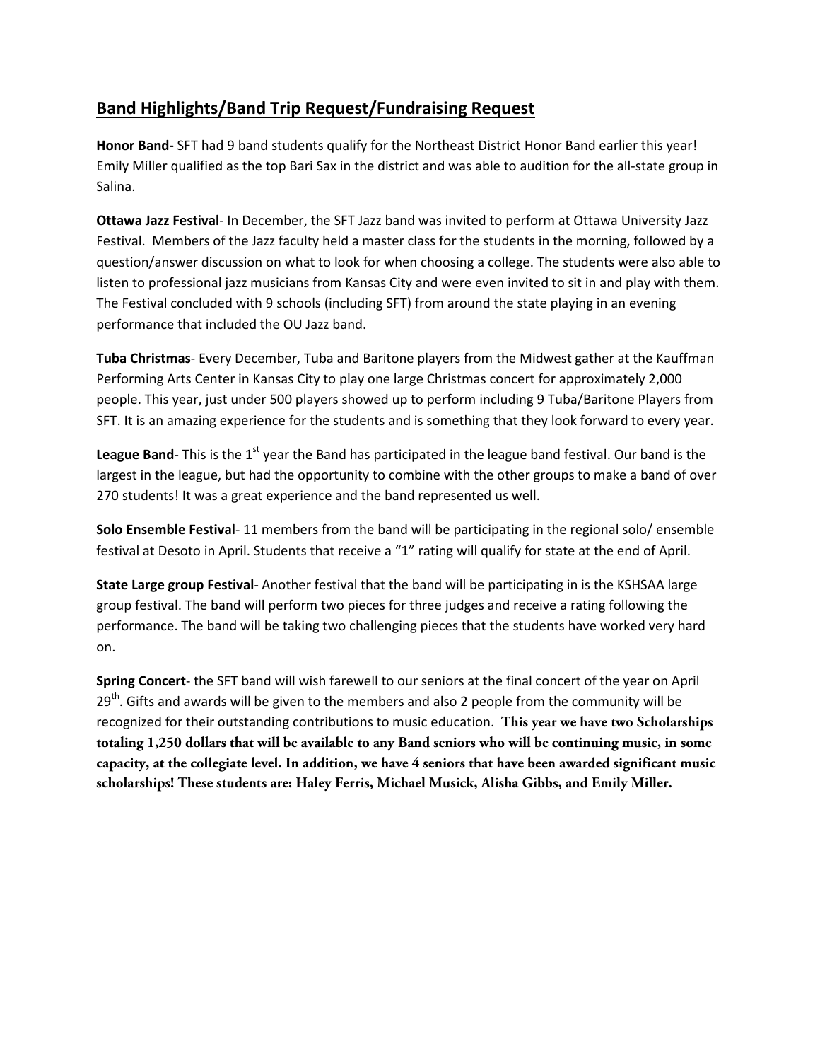## Band Highlights/Band Trip Request/Fundraising Request

**Honor Band-** SFT had 9 band students qualify for the Northeast District Honor Band earlier this year! Emily Miller qualified as the top Bari Sax in the district and was able to audition for the all-state group in Salina.

**Ottawa Jazz Festival**- In December, the SFT Jazz band was invited to perform at Ottawa University Jazz Festival. Members of the Jazz faculty held a master class for the students in the morning, followed by a question/answer discussion on what to look for when choosing a college. The students were also able to listen to professional jazz musicians from Kansas City and were even invited to sit in and play with them. The Festival concluded with 9 schools (including SFT) from around the state playing in an evening performance that included the OU Jazz band.

**Tuba Christmas**- Every December, Tuba and Baritone players from the Midwest gather at the Kauffman Performing Arts Center in Kansas City to play one large Christmas concert for approximately 2,000 people. This year, just under 500 players showed up to perform including 9 Tuba/Baritone Players from SFT. It is an amazing experience for the students and is something that they look forward to every year.

**League Band**- This is the 1st year the Band has participated in the league band festival. Our band is the largest in the league, but had the opportunity to combine with the other groups to make a band of over 270 students! It was a great experience and the band represented us well.

**Solo Ensemble Festival**- 11 members from the band will be participating in the regional solo/ ensemble festival at Desoto in April. Students that receive a "1" rating will qualify for state at the end of April.

**State Large group Festival**- Another festival that the band will be participating in is the KSHSAA large group festival. The band will perform two pieces for three judges and receive a rating following the performance. The band will be taking two challenging pieces that the students have worked very hard on.

**Spring Concert**- the SFT band will wish farewell to our seniors at the final concert of the year on April 29th. Gifts and awards will be given to the members and also 2 people from the community will be recognized for their outstanding contributions to music education. **This year we have two Scholarships totaling 1,250 dollars that will be available to any Band seniors who will be continuing music, in some capacity, at the collegiate level. In addition, we have 4 seniors that have been awarded significant music scholarships! These students are: Haley Ferris, Michael Musick, Alisha Gibbs, and Emily Miller.**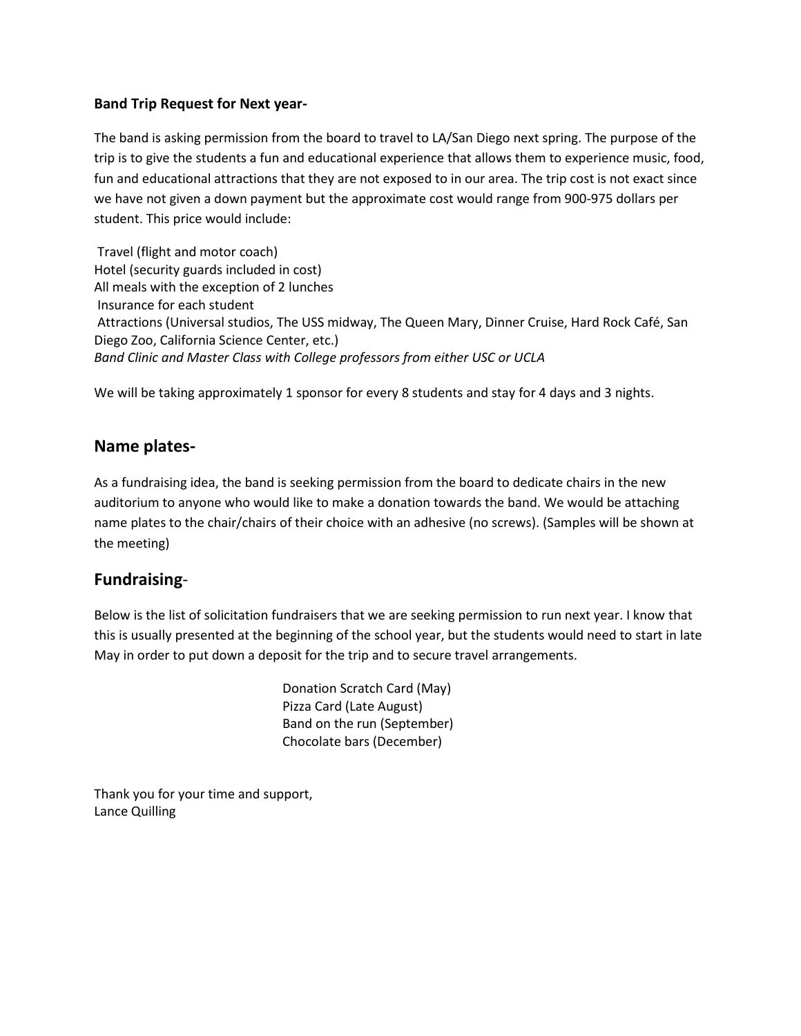**Band Trip Request for Next year-**

The band is asking permission from the board to travel to LA/San Diego next spring. The purpose of the trip is to give the students a fun and educational experience that allows them to experience music, food, fun and educational attractions that they are not exposed to in our area. The trip cost is not exact since we have not given a down payment but the approximate cost would range from 900-975 dollars per student. This price would include:

Travel (flight and motor coach)
Hotel (security guards included in cost)
All meals with the exception of 2 lunches
Insurance for each student
Attractions (Universal studios, The USS midway, The Queen Mary, Dinner Cruise, Hard Rock Café, San Diego Zoo, California Science Center, etc.)
*Band Clinic and Master Class with College professors from either USC or UCLA*

We will be taking approximately 1 sponsor for every 8 students and stay for 4 days and 3 nights.

## Name plates-

As a fundraising idea, the band is seeking permission from the board to dedicate chairs in the new auditorium to anyone who would like to make a donation towards the band. We would be attaching name plates to the chair/chairs of their choice with an adhesive (no screws). (Samples will be shown at the meeting)

## Fundraising-

Below is the list of solicitation fundraisers that we are seeking permission to run next year. I know that this is usually presented at the beginning of the school year, but the students would need to start in late May in order to put down a deposit for the trip and to secure travel arrangements.

Donation Scratch Card (May)
Pizza Card (Late August)
Band on the run (September)
Chocolate bars (December)

Thank you for your time and support,
Lance Quilling